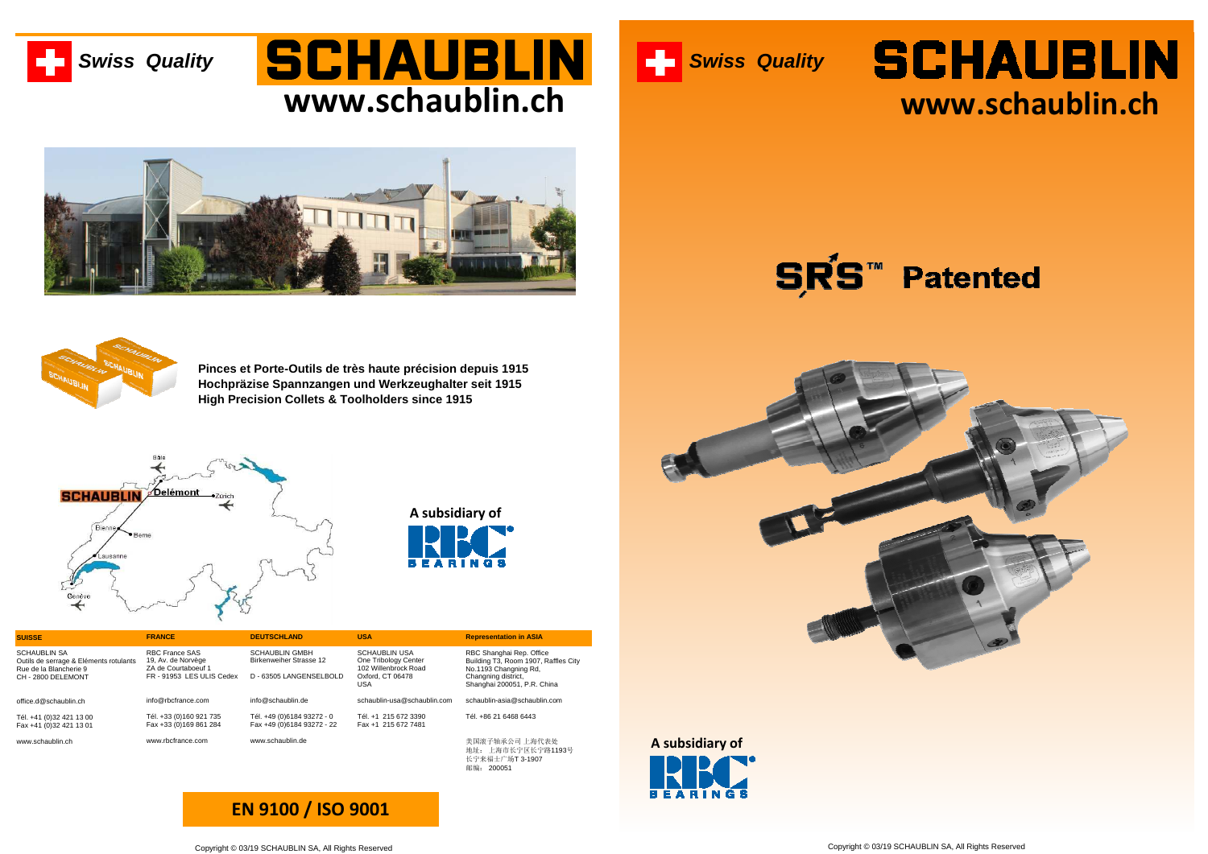Swiss Quality

# SCHAUBLIN

## www.schaublin.ch

**Pinces et Porte-Outils de très haute précision depuis 1915**
**Hochpräzise Spannzangen und Werkzeughalter seit 1915**
**High Precision Collets & Toolholders since 1915**

A subsidiary of RBC BEARINGS

| SUISSE | FRANCE | DEUTSCHLAND | USA | Representation in ASIA |
|---|---|---|---|---|
| SCHAUBLIN SA<br>Outils de serrage & Eléments rotulants<br>Rue de la Blancherie 9<br>CH - 2800 DELEMONT | RBC France SAS<br>19, Av. de Norvège<br>ZA de Courtaboeuf 1<br>FR - 91953 LES ULIS Cedex | SCHAUBLIN GMBH<br>Birkenweiher Strasse 12<br><br>D - 63505 LANGENSELBOLD | SCHAUBLIN USA<br>One Tribology Center<br>102 Willenbrock Road<br>Oxford, CT 06478<br>USA | RBC Shanghai Rep. Office<br>Building T3, Room 1907, Raffles City<br>No.1193 Changning Rd,<br>Changning district,<br>Shanghai 200051, P.R. China |
| office.d@schaublin.ch | info@rbcfrance.com | info@schaublin.de | schaublin-usa@schaublin.com | schaublin-asia@schaublin.com |
| Tél. +41 (0)32 421 13 00<br>Fax +41 (0)32 421 13 01 | Tél. +33 (0)160 921 735<br>Fax +33 (0)169 861 284 | Tél. +49 (0)6184 93272 - 0<br>Fax +49 (0)6184 93272 - 22 | Tél. +1 215 672 3390<br>Fax +1 215 672 7481 | Tél. +86 21 6468 6443 |
| www.schaublin.ch | www.rbcfrance.com | www.schaublin.de | | 美国滚子轴承公司 上海代表处<br>地址： 上海市长宁区长宁路1193号<br>长宁来福士广场T 3-1907<br>邮编： 200051 |

**EN 9100 / ISO 9001**

Copyright © 03/19 SCHAUBLIN SA, All Rights Reserved

Swiss Quality

# SCHAUBLIN

## www.schaublin.ch

# SRS™ Patented

A subsidiary of RBC BEARINGS

Copyright © 03/19 SCHAUBLIN SA, All Rights Reserved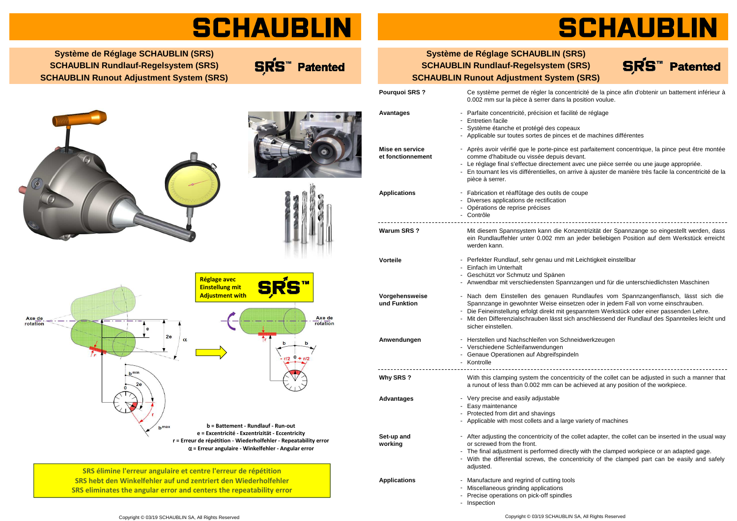# SCHAUBLIN

## Système de Réglage SCHAUBLIN (SRS)
## SCHAUBLIN Rundlauf-Regelsystem (SRS)
## SCHAUBLIN Runout Adjustment System (SRS)

SRS™ Patented

Réglage avec
Einstellung mit
Adjustment with
SRS™

Axe de rotation

e

2e

α

r

b

b

- r/2 0 + r/2

b min

2e

0

r

b max

b = Battement - Rundlauf - Run-out
e = Excentricité - Exzentrizität - Eccentricity
r = Erreur de répétition - Wiederholfehler - Repeatability error
α = Erreur angulaire - Winkelfehler - Angular error

**SRS élimine l'erreur angulaire et centre l'erreur de répétition**
**SRS hebt den Winkelfehler auf und zentriert den Wiederholfehler**
**SRS eliminates the angular error and centers the repeatability error**

Copyright © 03/19 SCHAUBLIN SA, All Rights Reserved

# SCHAUBLIN

## Système de Réglage SCHAUBLIN (SRS)
## SCHAUBLIN Rundlauf-Regelsystem (SRS)
## SCHAUBLIN Runout Adjustment System (SRS)

SRS™ Patented

**Pourquoi SRS ?**

Ce système permet de régler la concentricité de la pince afin d'obtenir un battement inférieur à 0.002 mm sur la pièce à serrer dans la position voulue.

**Avantages**

- Parfaite concentricité, précision et facilité de réglage
- Entretien facile
- Système étanche et protégé des copeaux
- Applicable sur toutes sortes de pinces et de machines différentes

**Mise en service et fonctionnement**

- Après avoir vérifié que le porte-pince est parfaitement concentrique, la pince peut être montée comme d'habitude ou vissée depuis devant.
- Le réglage final s'effectue directement avec une pièce serrée ou une jauge appropriée.
- En tournant les vis différentielles, on arrive à ajuster de manière très facile la concentricité de la pièce à serrer.

**Applications**

- Fabrication et réaffûtage des outils de coupe
- Diverses applications de rectification
- Opérations de reprise précises
- Contrôle

---

**Warum SRS ?**

Mit diesem Spannsystem kann die Konzentrizität der Spannzange so eingestellt werden, dass ein Rundlauffehler unter 0.002 mm an jeder beliebigen Position auf dem Werkstück erreicht werden kann.

**Vorteile**

- Perfekter Rundlauf, sehr genau und mit Leichtigkeit einstellbar
- Einfach im Unterhalt
- Geschützt vor Schmutz und Spänen
- Anwendbar mit verschiedensten Spannzangen und für die unterschiedlichsten Maschinen

**Vorgehensweise und Funktion**

- Nach dem Einstellen des genauen Rundlaufes vom Spannzangenflansch, lässt sich die Spannzange in gewohnter Weise einsetzen oder in jedem Fall von vorne einschrauben.
- Die Feineinstellung erfolgt direkt mit gespanntem Werkstück oder einer passenden Lehre.
- Mit den Differenzialschrauben lässt sich anschliessend der Rundlauf des Spannteiles leicht und sicher einstellen.

**Anwendungen**

- Herstellen und Nachschleifen von Schneidwerkzeugen
- Verschiedene Schleifanwendungen
- Genaue Operationen auf Abgreifspindeln
- Kontrolle

---

**Why SRS ?**

With this clamping system the concentricity of the collet can be adjusted in such a manner that a runout of less than 0.002 mm can be achieved at any position of the workpiece.

**Advantages**

- Very precise and easily adjustable
- Easy maintenance
- Protected from dirt and shavings
- Applicable with most collets and a large variety of machines

**Set-up and working**

- After adjusting the concentricity of the collet adapter, the collet can be inserted in the usual way or screwed from the front.
- The final adjustment is performed directly with the clamped workpiece or an adapted gage.
- With the differential screws, the concentricity of the clamped part can be easily and safely adjusted.

**Applications**

- Manufacture and regrind of cutting tools
- Miscellaneous grinding applications
- Precise operations on pick-off spindles
- Inspection

Copyright © 03/19 SCHAUBLIN SA, All Rights Reserved